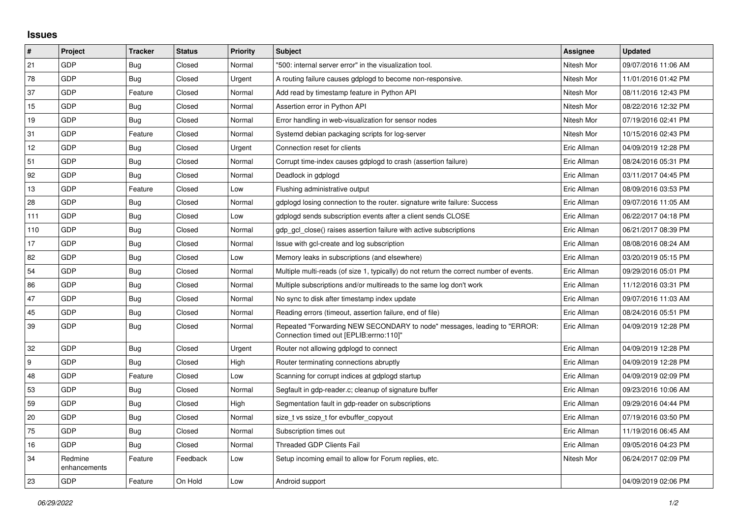## Issues

| # | Project | Tracker | Status | Priority | Subject | Assignee | Updated |
|---|---|---|---|---|---|---|---|
| 21 | GDP | Bug | Closed | Normal | "500: internal server error" in the visualization tool. | Nitesh Mor | 09/07/2016 11:06 AM |
| 78 | GDP | Bug | Closed | Urgent | A routing failure causes gdplogd to become non-responsive. | Nitesh Mor | 11/01/2016 01:42 PM |
| 37 | GDP | Feature | Closed | Normal | Add read by timestamp feature in Python API | Nitesh Mor | 08/11/2016 12:43 PM |
| 15 | GDP | Bug | Closed | Normal | Assertion error in Python API | Nitesh Mor | 08/22/2016 12:32 PM |
| 19 | GDP | Bug | Closed | Normal | Error handling in web-visualization for sensor nodes | Nitesh Mor | 07/19/2016 02:41 PM |
| 31 | GDP | Feature | Closed | Normal | Systemd debian packaging scripts for log-server | Nitesh Mor | 10/15/2016 02:43 PM |
| 12 | GDP | Bug | Closed | Urgent | Connection reset for clients | Eric Allman | 04/09/2019 12:28 PM |
| 51 | GDP | Bug | Closed | Normal | Corrupt time-index causes gdplogd to crash (assertion failure) | Eric Allman | 08/24/2016 05:31 PM |
| 92 | GDP | Bug | Closed | Normal | Deadlock in gdplogd | Eric Allman | 03/11/2017 04:45 PM |
| 13 | GDP | Feature | Closed | Low | Flushing administrative output | Eric Allman | 08/09/2016 03:53 PM |
| 28 | GDP | Bug | Closed | Normal | gdplogd losing connection to the router. signature write failure: Success | Eric Allman | 09/07/2016 11:05 AM |
| 111 | GDP | Bug | Closed | Low | gdplogd sends subscription events after a client sends CLOSE | Eric Allman | 06/22/2017 04:18 PM |
| 110 | GDP | Bug | Closed | Normal | gdp_gcl_close() raises assertion failure with active subscriptions | Eric Allman | 06/21/2017 08:39 PM |
| 17 | GDP | Bug | Closed | Normal | Issue with gcl-create and log subscription | Eric Allman | 08/08/2016 08:24 AM |
| 82 | GDP | Bug | Closed | Low | Memory leaks in subscriptions (and elsewhere) | Eric Allman | 03/20/2019 05:15 PM |
| 54 | GDP | Bug | Closed | Normal | Multiple multi-reads (of size 1, typically) do not return the correct number of events. | Eric Allman | 09/29/2016 05:01 PM |
| 86 | GDP | Bug | Closed | Normal | Multiple subscriptions and/or multireads to the same log don't work | Eric Allman | 11/12/2016 03:31 PM |
| 47 | GDP | Bug | Closed | Normal | No sync to disk after timestamp index update | Eric Allman | 09/07/2016 11:03 AM |
| 45 | GDP | Bug | Closed | Normal | Reading errors (timeout, assertion failure, end of file) | Eric Allman | 08/24/2016 05:51 PM |
| 39 | GDP | Bug | Closed | Normal | Repeated "Forwarding NEW SECONDARY to node" messages, leading to "ERROR: Connection timed out [EPLIB:errno:110]" | Eric Allman | 04/09/2019 12:28 PM |
| 32 | GDP | Bug | Closed | Urgent | Router not allowing gdplogd to connect | Eric Allman | 04/09/2019 12:28 PM |
| 9 | GDP | Bug | Closed | High | Router terminating connections abruptly | Eric Allman | 04/09/2019 12:28 PM |
| 48 | GDP | Feature | Closed | Low | Scanning for corrupt indices at gdplogd startup | Eric Allman | 04/09/2019 02:09 PM |
| 53 | GDP | Bug | Closed | Normal | Segfault in gdp-reader.c; cleanup of signature buffer | Eric Allman | 09/23/2016 10:06 AM |
| 59 | GDP | Bug | Closed | High | Segmentation fault in gdp-reader on subscriptions | Eric Allman | 09/29/2016 04:44 PM |
| 20 | GDP | Bug | Closed | Normal | size_t vs ssize_t for evbuffer_copyout | Eric Allman | 07/19/2016 03:50 PM |
| 75 | GDP | Bug | Closed | Normal | Subscription times out | Eric Allman | 11/19/2016 06:45 AM |
| 16 | GDP | Bug | Closed | Normal | Threaded GDP Clients Fail | Eric Allman | 09/05/2016 04:23 PM |
| 34 | Redmine enhancements | Feature | Feedback | Low | Setup incoming email to allow for Forum replies, etc. | Nitesh Mor | 06/24/2017 02:09 PM |
| 23 | GDP | Feature | On Hold | Low | Android support | | 04/09/2019 02:06 PM |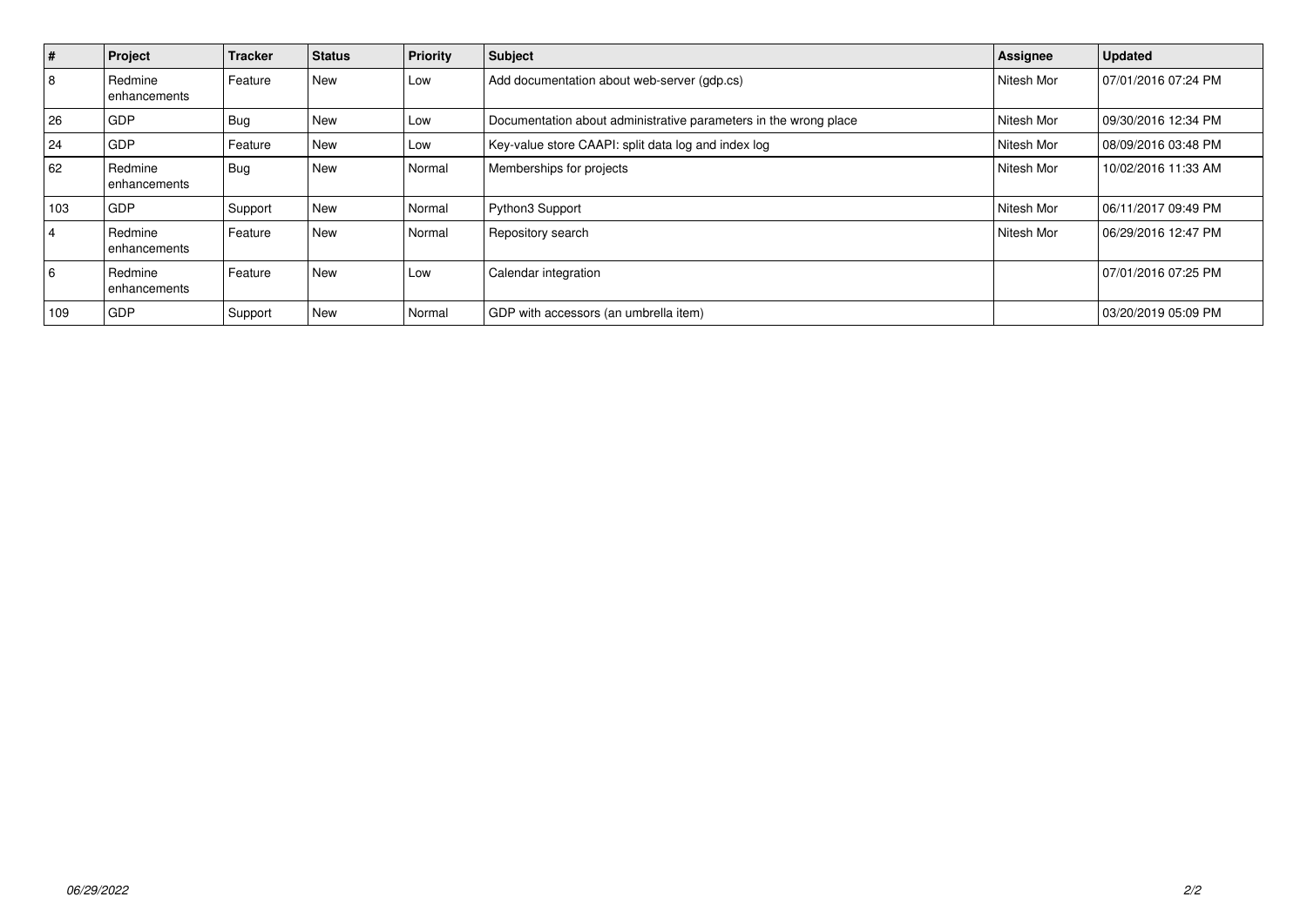| # | Project | Tracker | Status | Priority | Subject | Assignee | Updated |
| --- | --- | --- | --- | --- | --- | --- | --- |
| 8 | Redmine enhancements | Feature | New | Low | Add documentation about web-server (gdp.cs) | Nitesh Mor | 07/01/2016 07:24 PM |
| 26 | GDP | Bug | New | Low | Documentation about administrative parameters in the wrong place | Nitesh Mor | 09/30/2016 12:34 PM |
| 24 | GDP | Feature | New | Low | Key-value store CAAPI: split data log and index log | Nitesh Mor | 08/09/2016 03:48 PM |
| 62 | Redmine enhancements | Bug | New | Normal | Memberships for projects | Nitesh Mor | 10/02/2016 11:33 AM |
| 103 | GDP | Support | New | Normal | Python3 Support | Nitesh Mor | 06/11/2017 09:49 PM |
| 4 | Redmine enhancements | Feature | New | Normal | Repository search | Nitesh Mor | 06/29/2016 12:47 PM |
| 6 | Redmine enhancements | Feature | New | Low | Calendar integration | | 07/01/2016 07:25 PM |
| 109 | GDP | Support | New | Normal | GDP with accessors (an umbrella item) | | 03/20/2019 05:09 PM |

*06/29/2022*